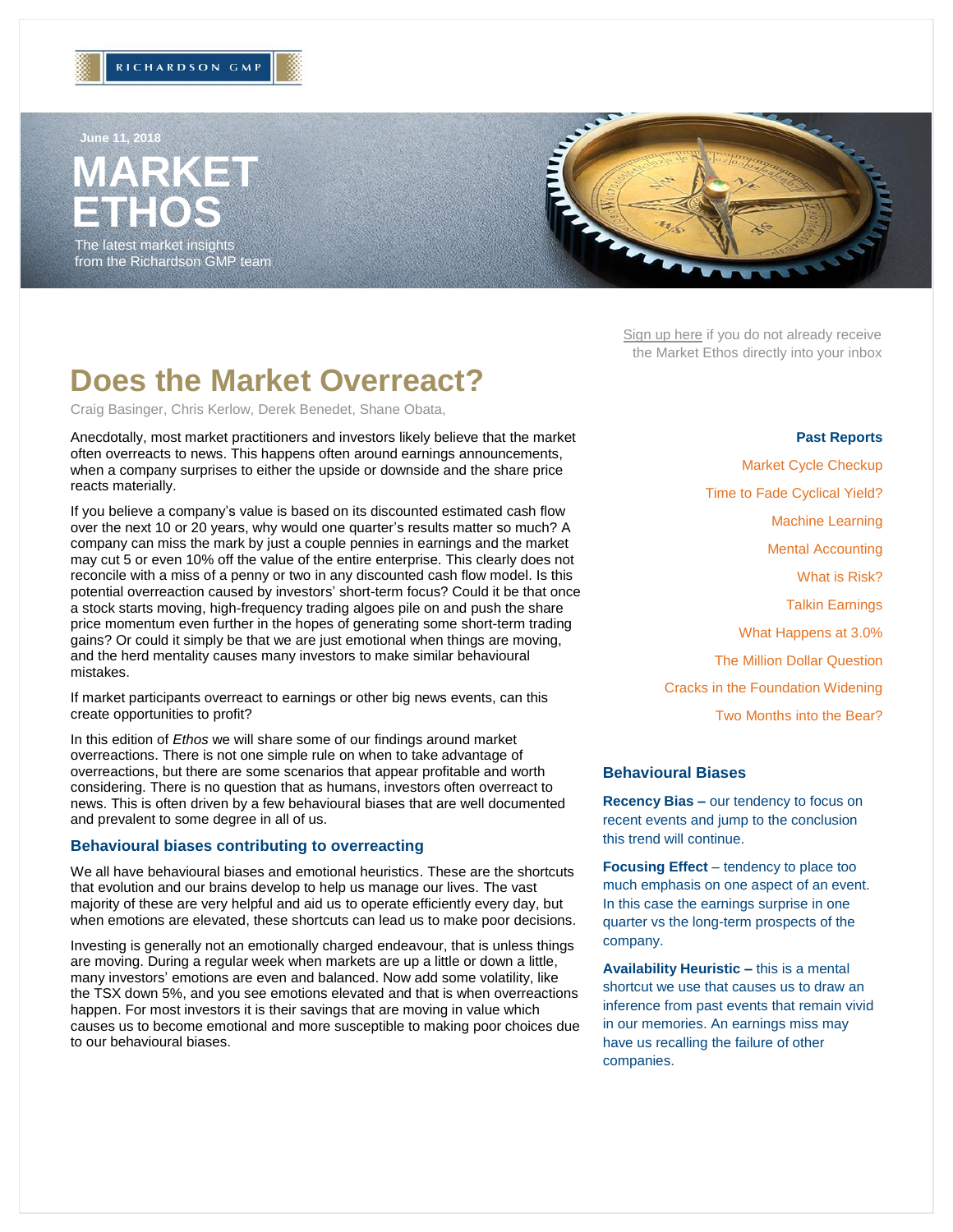June 11, 2018

# MARKET ETHOS

The latest market insights from the Richardson GMP team

Sign up here if you do not already receive the Market Ethos directly into your inbox

## Does the Market Overreact?

Craig Basinger, Chris Kerlow, Derek Benedet, Shane Obata,

Anecdotally, most market practitioners and investors likely believe that the market often overreacts to news. This happens often around earnings announcements, when a company surprises to either the upside or downside and the share price reacts materially.

If you believe a company's value is based on its discounted estimated cash flow over the next 10 or 20 years, why would one quarter's results matter so much? A company can miss the mark by just a couple pennies in earnings and the market may cut 5 or even 10% off the value of the entire enterprise. This clearly does not reconcile with a miss of a penny or two in any discounted cash flow model. Is this potential overreaction caused by investors' short-term focus? Could it be that once a stock starts moving, high-frequency trading algoes pile on and push the share price momentum even further in the hopes of generating some short-term trading gains? Or could it simply be that we are just emotional when things are moving, and the herd mentality causes many investors to make similar behavioural mistakes.

If market participants overreact to earnings or other big news events, can this create opportunities to profit?

In this edition of *Ethos* we will share some of our findings around market overreactions. There is not one simple rule on when to take advantage of overreactions, but there are some scenarios that appear profitable and worth considering. There is no question that as humans, investors often overreact to news. This is often driven by a few behavioural biases that are well documented and prevalent to some degree in all of us.

### Behavioural biases contributing to overreacting

We all have behavioural biases and emotional heuristics. These are the shortcuts that evolution and our brains develop to help us manage our lives. The vast majority of these are very helpful and aid us to operate efficiently every day, but when emotions are elevated, these shortcuts can lead us to make poor decisions.

Investing is generally not an emotionally charged endeavour, that is unless things are moving. During a regular week when markets are up a little or down a little, many investors' emotions are even and balanced. Now add some volatility, like the TSX down 5%, and you see emotions elevated and that is when overreactions happen. For most investors it is their savings that are moving in value which causes us to become emotional and more susceptible to making poor choices due to our behavioural biases.

**Past Reports**

- Market Cycle Checkup
- Time to Fade Cyclical Yield?
- Machine Learning
- Mental Accounting
- What is Risk?
- Talkin Earnings
- What Happens at 3.0%
- The Million Dollar Question
- Cracks in the Foundation Widening
- Two Months into the Bear?

### Behavioural Biases

**Recency Bias –** our tendency to focus on recent events and jump to the conclusion this trend will continue.

**Focusing Effect** – tendency to place too much emphasis on one aspect of an event. In this case the earnings surprise in one quarter vs the long-term prospects of the company.

**Availability Heuristic –** this is a mental shortcut we use that causes us to draw an inference from past events that remain vivid in our memories. An earnings miss may have us recalling the failure of other companies.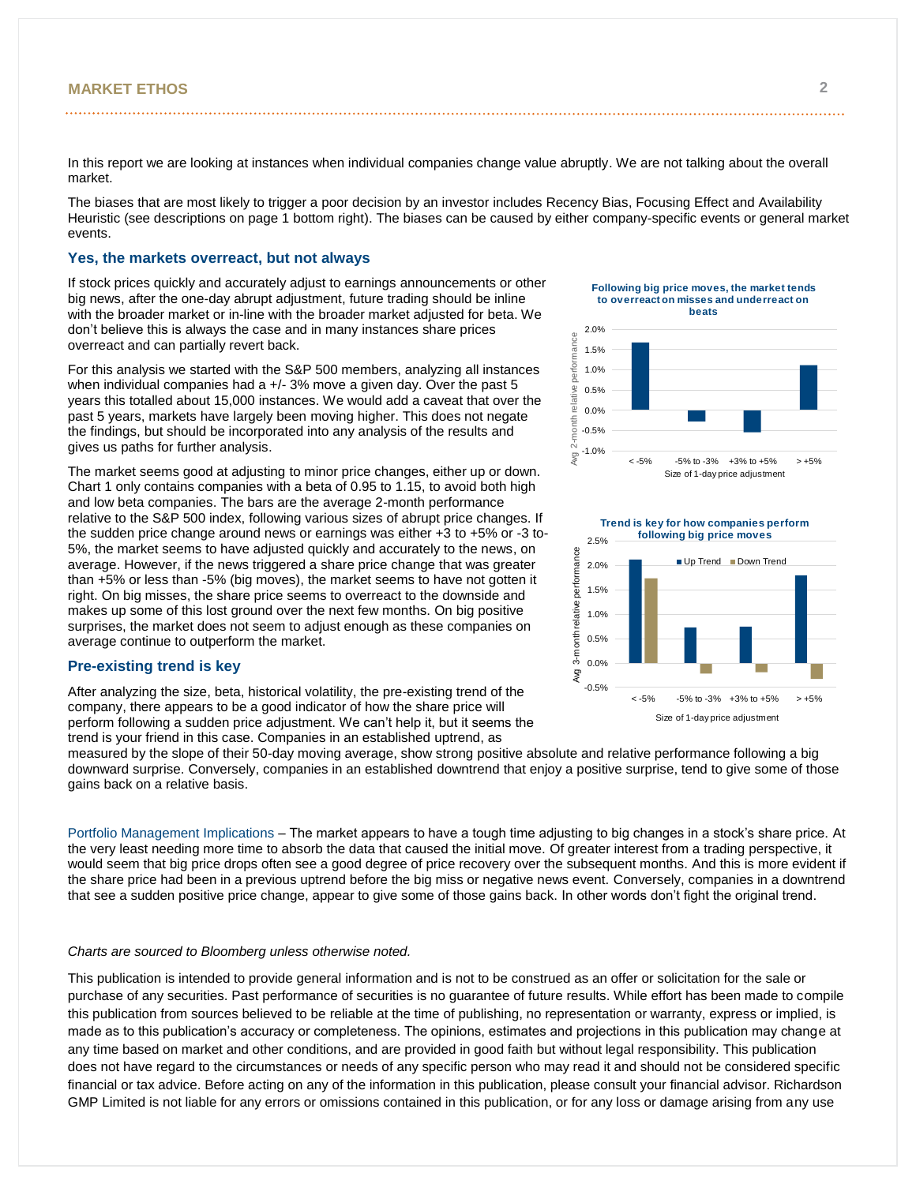In this report we are looking at instances when individual companies change value abruptly. We are not talking about the overall market.

The biases that are most likely to trigger a poor decision by an investor includes Recency Bias, Focusing Effect and Availability Heuristic (see descriptions on page 1 bottom right). The biases can be caused by either company-specific events or general market events.

## Yes, the markets overreact, but not always

If stock prices quickly and accurately adjust to earnings announcements or other big news, after the one-day abrupt adjustment, future trading should be inline with the broader market or in-line with the broader market adjusted for beta. We don't believe this is always the case and in many instances share prices overreact and can partially revert back.

For this analysis we started with the S&P 500 members, analyzing all instances when individual companies had a +/- 3% move a given day. Over the past 5 years this totalled about 15,000 instances. We would add a caveat that over the past 5 years, markets have largely been moving higher. This does not negate the findings, but should be incorporated into any analysis of the results and gives us paths for further analysis.

The market seems good at adjusting to minor price changes, either up or down. Chart 1 only contains companies with a beta of 0.95 to 1.15, to avoid both high and low beta companies. The bars are the average 2-month performance relative to the S&P 500 index, following various sizes of abrupt price changes. If the sudden price change around news or earnings was either +3 to +5% or -3 to-5%, the market seems to have adjusted quickly and accurately to the news, on average. However, if the news triggered a share price change that was greater than +5% or less than -5% (big moves), the market seems to have not gotten it right. On big misses, the share price seems to overreact to the downside and makes up some of this lost ground over the next few months. On big positive surprises, the market does not seem to adjust enough as these companies on average continue to outperform the market.

**Following big price moves, the market tends to overreact on misses and underreact on beats**

(Chart: Avg 2-month relative performance by Size of 1-day price adjustment: < -5%, -5% to -3%, +3% to +5%, > +5%)

**Trend is key for how companies perform following big price moves**

(Chart: Avg 3-month relative performance, Up Trend / Down Trend, by Size of 1-day price adjustment: < -5%, -5% to -3%, +3% to +5%, > +5%)

## Pre-existing trend is key

After analyzing the size, beta, historical volatility, the pre-existing trend of the company, there appears to be a good indicator of how the share price will perform following a sudden price adjustment. We can't help it, but it seems the trend is your friend in this case. Companies in an established uptrend, as measured by the slope of their 50-day moving average, show strong positive absolute and relative performance following a big downward surprise. Conversely, companies in an established downtrend that enjoy a positive surprise, tend to give some of those gains back on a relative basis.

Portfolio Management Implications – The market appears to have a tough time adjusting to big changes in a stock's share price. At the very least needing more time to absorb the data that caused the initial move. Of greater interest from a trading perspective, it would seem that big price drops often see a good degree of price recovery over the subsequent months. And this is more evident if the share price had been in a previous uptrend before the big miss or negative news event. Conversely, companies in a downtrend that see a sudden positive price change, appear to give some of those gains back. In other words don't fight the original trend.

*Charts are sourced to Bloomberg unless otherwise noted.*

This publication is intended to provide general information and is not to be construed as an offer or solicitation for the sale or purchase of any securities. Past performance of securities is no guarantee of future results. While effort has been made to compile this publication from sources believed to be reliable at the time of publishing, no representation or warranty, express or implied, is made as to this publication's accuracy or completeness. The opinions, estimates and projections in this publication may change at any time based on market and other conditions, and are provided in good faith but without legal responsibility. This publication does not have regard to the circumstances or needs of any specific person who may read it and should not be considered specific financial or tax advice. Before acting on any of the information in this publication, please consult your financial advisor. Richardson GMP Limited is not liable for any errors or omissions contained in this publication, or for any loss or damage arising from any use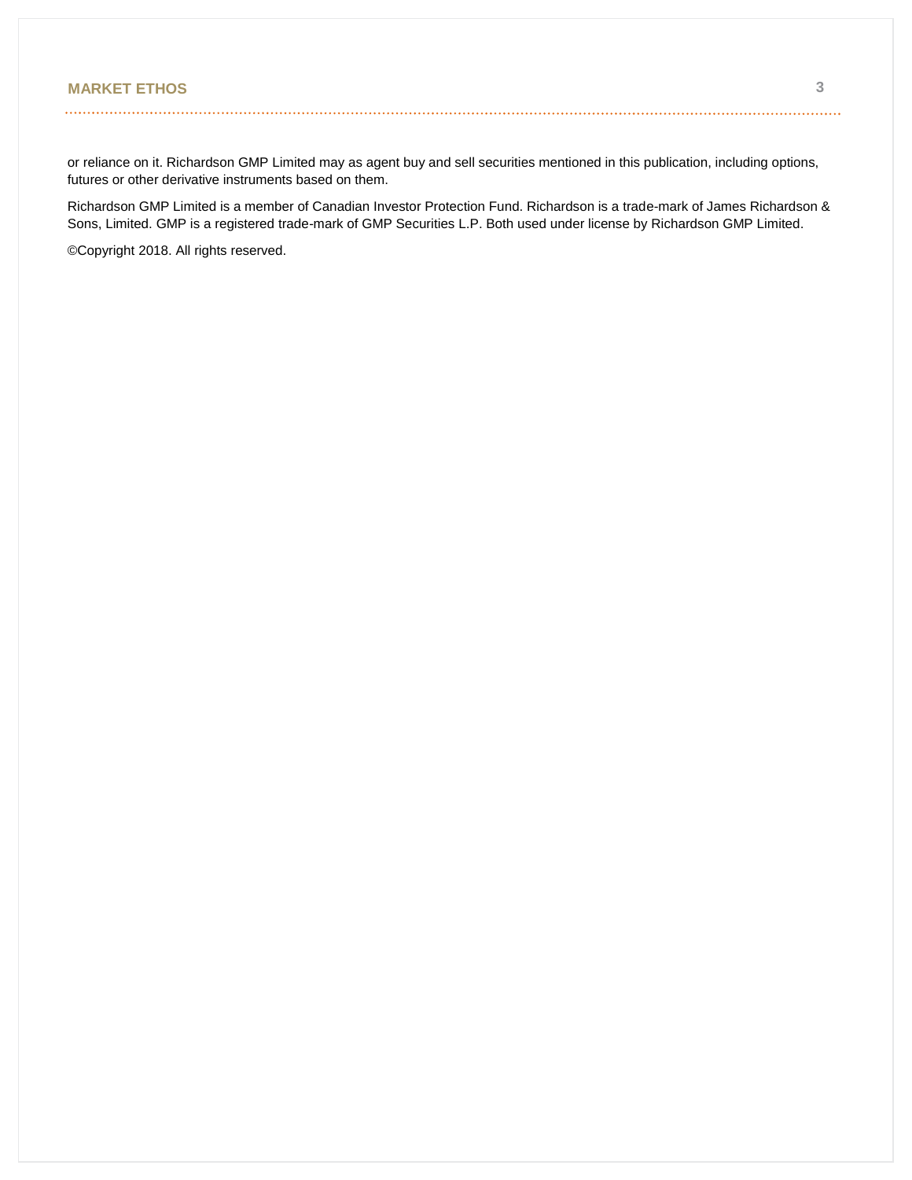or reliance on it. Richardson GMP Limited may as agent buy and sell securities mentioned in this publication, including options, futures or other derivative instruments based on them.

Richardson GMP Limited is a member of Canadian Investor Protection Fund. Richardson is a trade-mark of James Richardson & Sons, Limited. GMP is a registered trade-mark of GMP Securities L.P. Both used under license by Richardson GMP Limited.

©Copyright 2018. All rights reserved.